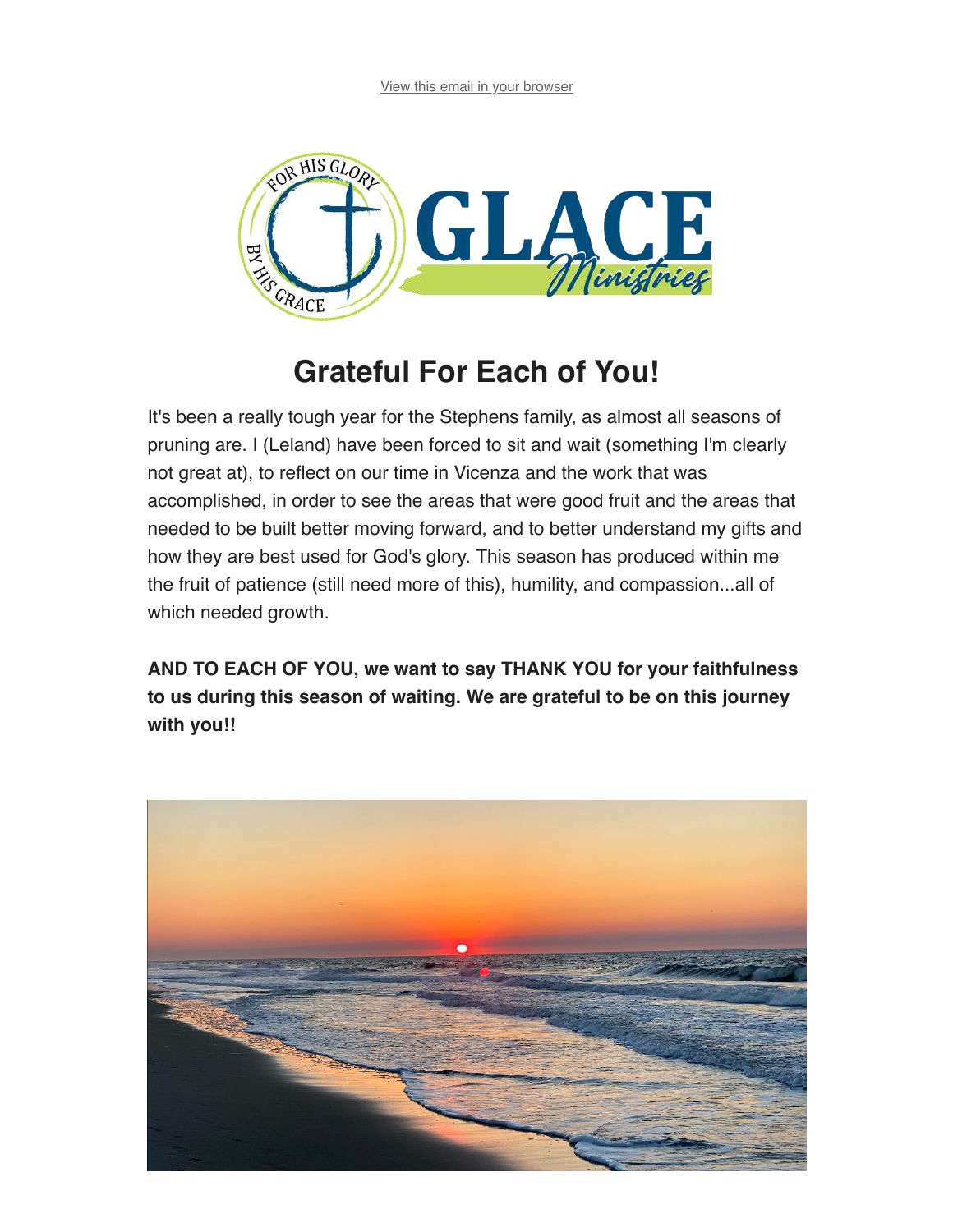View this email in your browser

# Grateful For Each of You!

It's been a really tough year for the Stephens family, as almost all seasons of pruning are. I (Leland) have been forced to sit and wait (something I'm clearly not great at), to reflect on our time in Vicenza and the work that was accomplished, in order to see the areas that were good fruit and the areas that needed to be built better moving forward, and to better understand my gifts and how they are best used for God's glory. This season has produced within me the fruit of patience (still need more of this), humility, and compassion...all of which needed growth.

**AND TO EACH OF YOU, we want to say THANK YOU for your faithfulness to us during this season of waiting. We are grateful to be on this journey with you!!**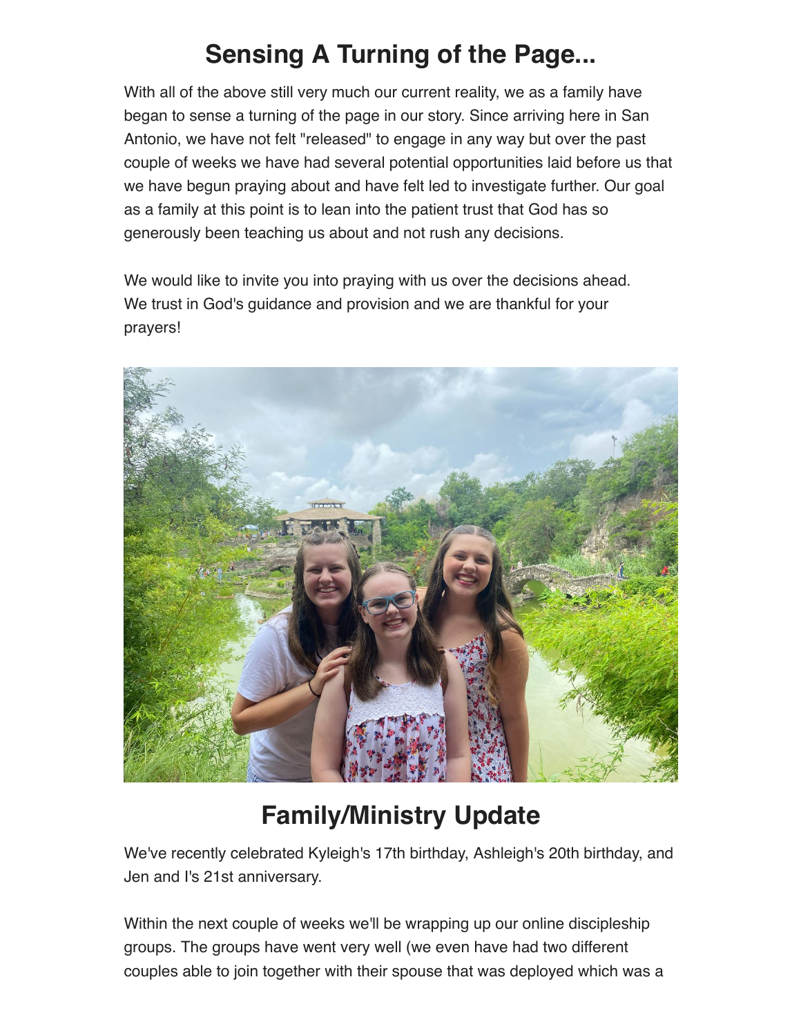# Sensing A Turning of the Page...

With all of the above still very much our current reality, we as a family have began to sense a turning of the page in our story. Since arriving here in San Antonio, we have not felt "released" to engage in any way but over the past couple of weeks we have had several potential opportunities laid before us that we have begun praying about and have felt led to investigate further. Our goal as a family at this point is to lean into the patient trust that God has so generously been teaching us about and not rush any decisions.

We would like to invite you into praying with us over the decisions ahead. We trust in God's guidance and provision and we are thankful for your prayers!

# Family/Ministry Update

We've recently celebrated Kyleigh's 17th birthday, Ashleigh's 20th birthday, and Jen and I's 21st anniversary.

Within the next couple of weeks we'll be wrapping up our online discipleship groups. The groups have went very well (we even have had two different couples able to join together with their spouse that was deployed which was a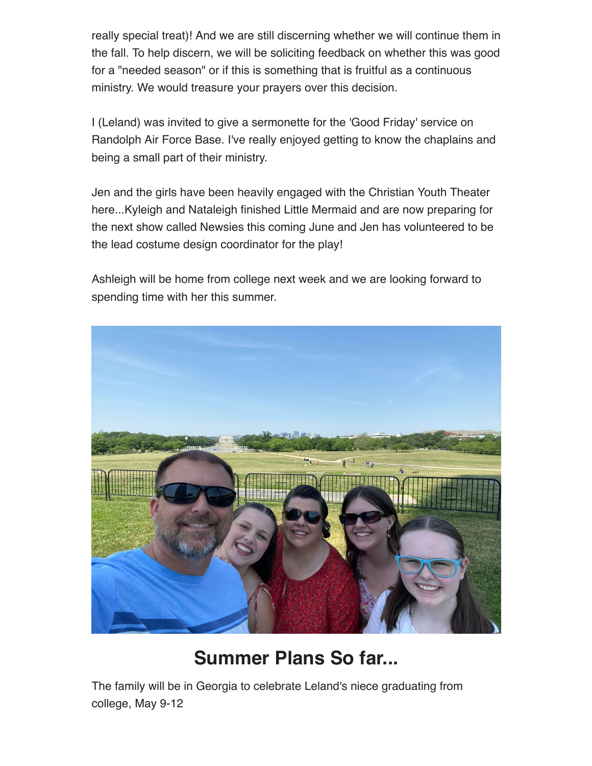really special treat)! And we are still discerning whether we will continue them in the fall. To help discern, we will be soliciting feedback on whether this was good for a "needed season" or if this is something that is fruitful as a continuous ministry. We would treasure your prayers over this decision.

I (Leland) was invited to give a sermonette for the 'Good Friday' service on Randolph Air Force Base. I've really enjoyed getting to know the chaplains and being a small part of their ministry.

Jen and the girls have been heavily engaged with the Christian Youth Theater here...Kyleigh and Nataleigh finished Little Mermaid and are now preparing for the next show called Newsies this coming June and Jen has volunteered to be the lead costume design coordinator for the play!

Ashleigh will be home from college next week and we are looking forward to spending time with her this summer.

## Summer Plans So far...

The family will be in Georgia to celebrate Leland's niece graduating from college, May 9-12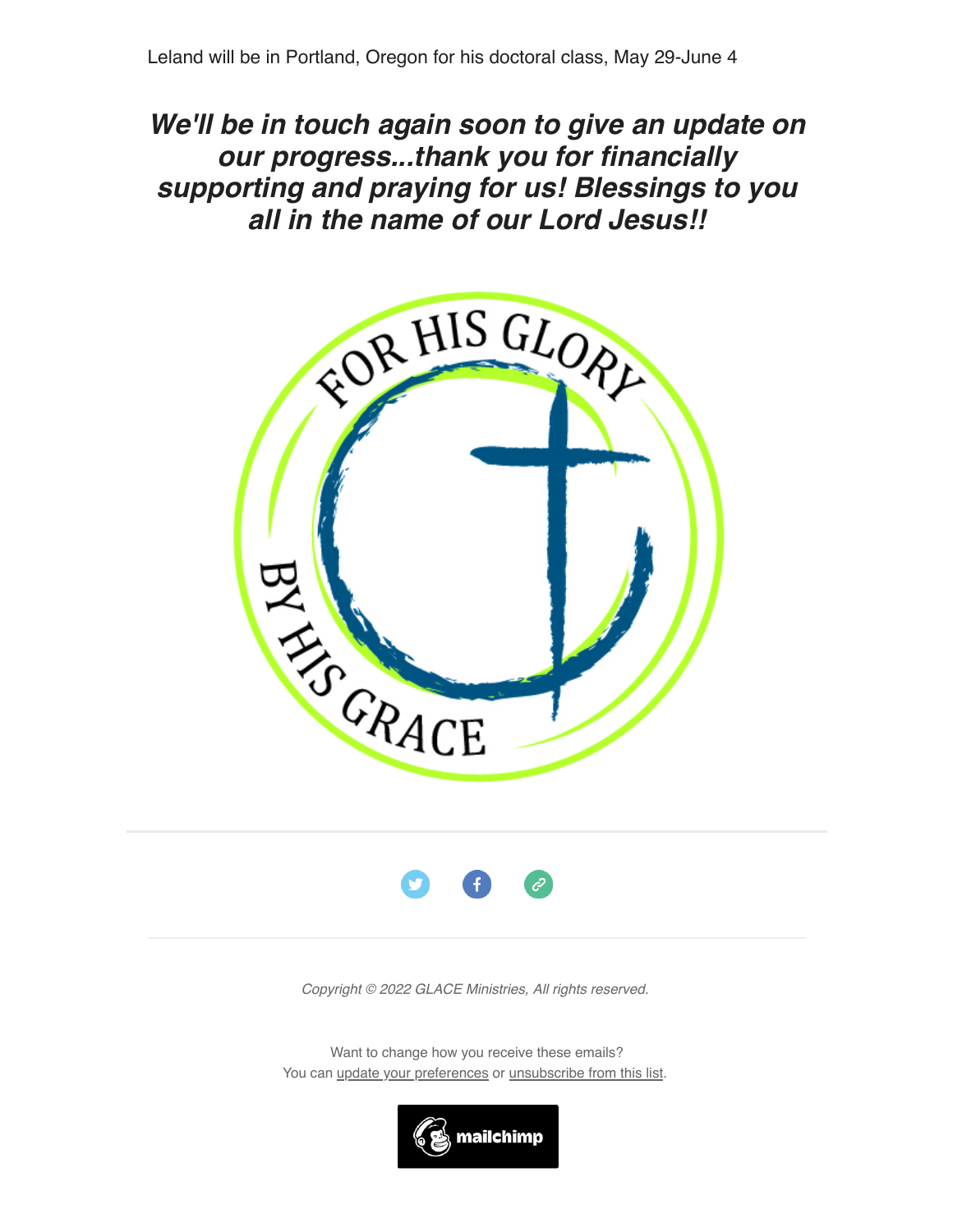Leland will be in Portland, Oregon for his doctoral class, May 29-June 4

***We'll be in touch again soon to give an update on our progress...thank you for financially supporting and praying for us! Blessings to you all in the name of our Lord Jesus!!***

FOR HIS GLORY

BY HIS GRACE

---

*Copyright © 2022 GLACE Ministries, All rights reserved.*

Want to change how you receive these emails?
You can update your preferences or unsubscribe from this list.

mailchimp